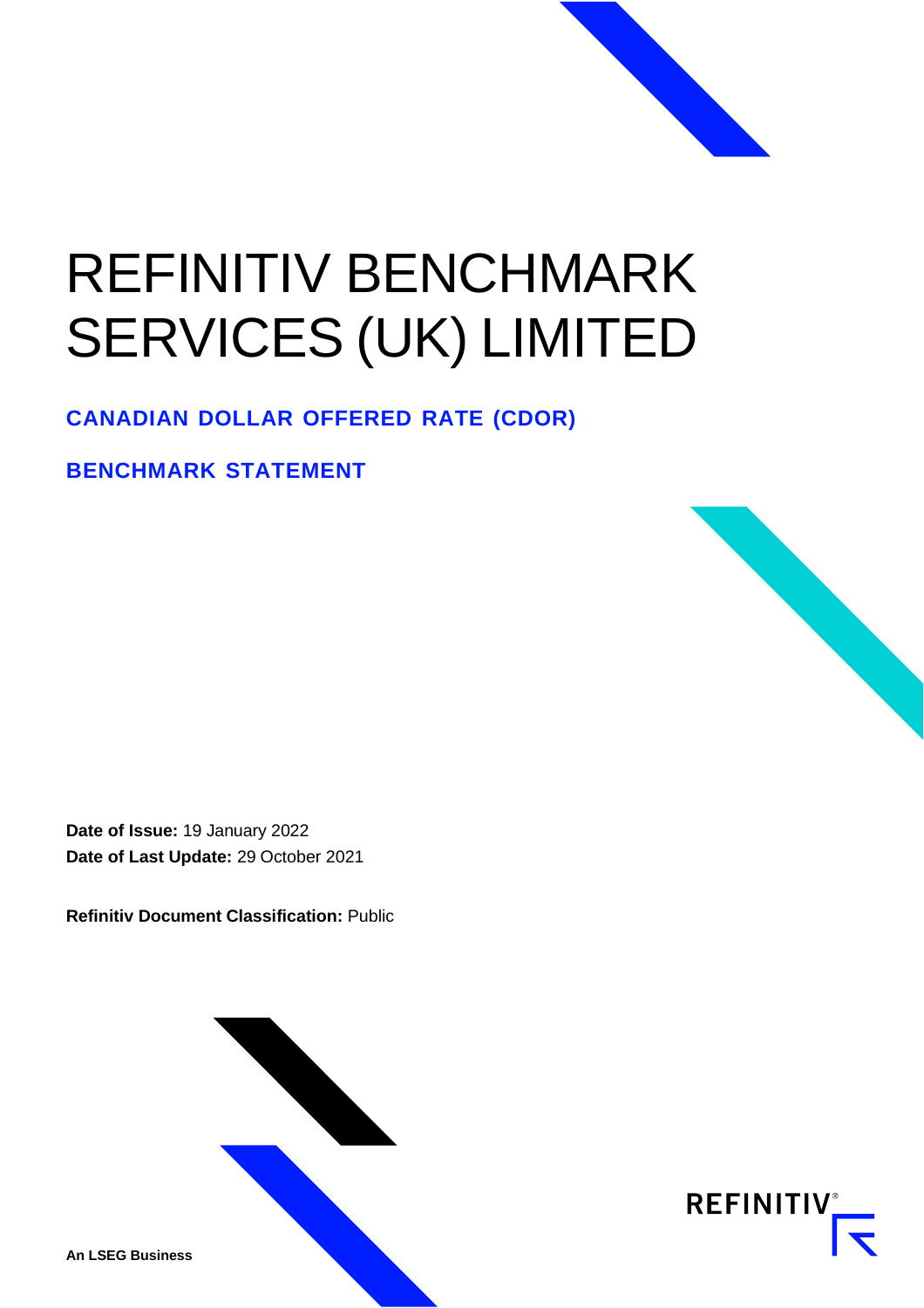# REFINITIV BENCHMARK SERVICES (UK) LIMITED

## CANADIAN DOLLAR OFFERED RATE (CDOR)

## BENCHMARK STATEMENT

**Date of Issue:** 19 January 2022
**Date of Last Update:** 29 October 2021

**Refinitiv Document Classification:** Public

**An LSEG Business**

REFINITIV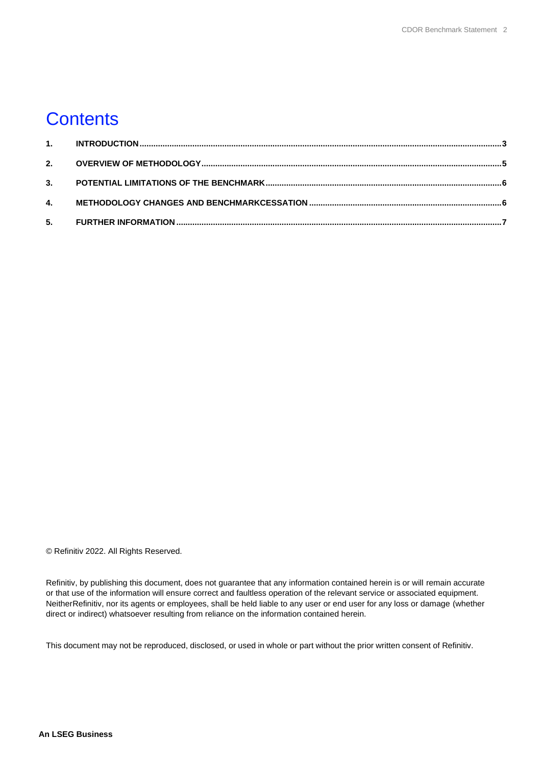# Contents

1. INTRODUCTION ..... 3
2. OVERVIEW OF METHODOLOGY ..... 5
3. POTENTIAL LIMITATIONS OF THE BENCHMARK ..... 6
4. METHODOLOGY CHANGES AND BENCHMARKCESSATION ..... 6
5. FURTHER INFORMATION ..... 7

© Refinitiv 2022. All Rights Reserved.

Refinitiv, by publishing this document, does not guarantee that any information contained herein is or will remain accurate or that use of the information will ensure correct and faultless operation of the relevant service or associated equipment. NeitherRefinitiv, nor its agents or employees, shall be held liable to any user or end user for any loss or damage (whether direct or indirect) whatsoever resulting from reliance on the information contained herein.

This document may not be reproduced, disclosed, or used in whole or part without the prior written consent of Refinitiv.

**An LSEG Business**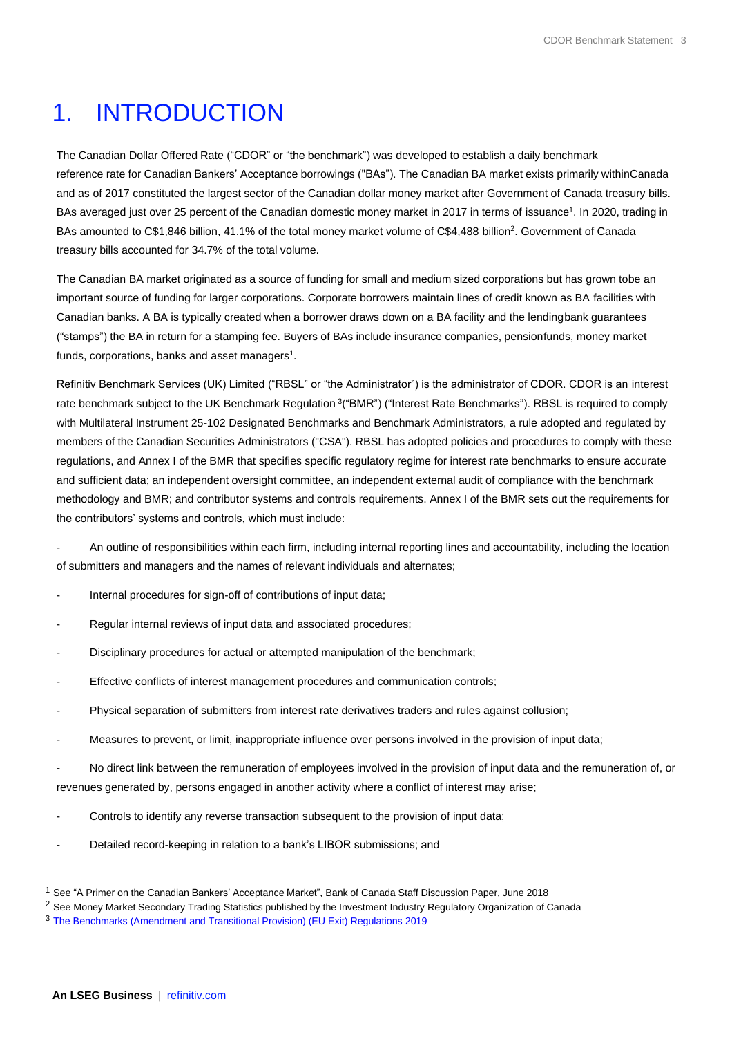# 1. INTRODUCTION

The Canadian Dollar Offered Rate ("CDOR" or "the benchmark") was developed to establish a daily benchmark reference rate for Canadian Bankers' Acceptance borrowings ("BAs"). The Canadian BA market exists primarily withinCanada and as of 2017 constituted the largest sector of the Canadian dollar money market after Government of Canada treasury bills. BAs averaged just over 25 percent of the Canadian domestic money market in 2017 in terms of issuance[1]. In 2020, trading in BAs amounted to C$1,846 billion, 41.1% of the total money market volume of C$4,488 billion[2]. Government of Canada treasury bills accounted for 34.7% of the total volume.

The Canadian BA market originated as a source of funding for small and medium sized corporations but has grown tobe an important source of funding for larger corporations. Corporate borrowers maintain lines of credit known as BA facilities with Canadian banks. A BA is typically created when a borrower draws down on a BA facility and the lendingbank guarantees ("stamps") the BA in return for a stamping fee. Buyers of BAs include insurance companies, pensionfunds, money market funds, corporations, banks and asset managers[1].

Refinitiv Benchmark Services (UK) Limited ("RBSL" or "the Administrator") is the administrator of CDOR. CDOR is an interest rate benchmark subject to the UK Benchmark Regulation [3]("BMR") ("Interest Rate Benchmarks"). RBSL is required to comply with Multilateral Instrument 25-102 Designated Benchmarks and Benchmark Administrators, a rule adopted and regulated by members of the Canadian Securities Administrators ("CSA"). RBSL has adopted policies and procedures to comply with these regulations, and Annex I of the BMR that specifies specific regulatory regime for interest rate benchmarks to ensure accurate and sufficient data; an independent oversight committee, an independent external audit of compliance with the benchmark methodology and BMR; and contributor systems and controls requirements. Annex I of the BMR sets out the requirements for the contributors' systems and controls, which must include:

- An outline of responsibilities within each firm, including internal reporting lines and accountability, including the location of submitters and managers and the names of relevant individuals and alternates;
- Internal procedures for sign-off of contributions of input data;
- Regular internal reviews of input data and associated procedures;
- Disciplinary procedures for actual or attempted manipulation of the benchmark;
- Effective conflicts of interest management procedures and communication controls;
- Physical separation of submitters from interest rate derivatives traders and rules against collusion;
- Measures to prevent, or limit, inappropriate influence over persons involved in the provision of input data;
- No direct link between the remuneration of employees involved in the provision of input data and the remuneration of, or revenues generated by, persons engaged in another activity where a conflict of interest may arise;
- Controls to identify any reverse transaction subsequent to the provision of input data;
- Detailed record-keeping in relation to a bank's LIBOR submissions; and

---

[1] See "A Primer on the Canadian Bankers' Acceptance Market", Bank of Canada Staff Discussion Paper, June 2018

[2] See Money Market Secondary Trading Statistics published by the Investment Industry Regulatory Organization of Canada

[3] The Benchmarks (Amendment and Transitional Provision) (EU Exit) Regulations 2019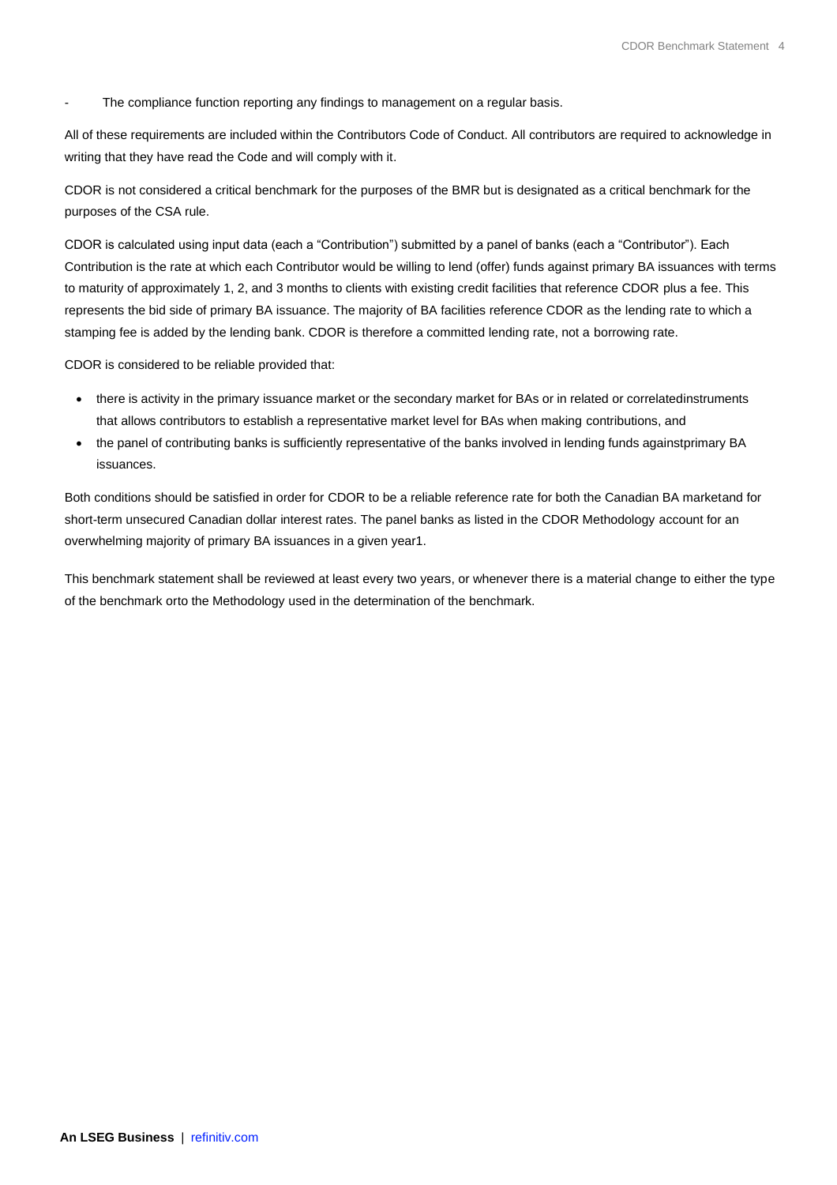- The compliance function reporting any findings to management on a regular basis.

All of these requirements are included within the Contributors Code of Conduct. All contributors are required to acknowledge in writing that they have read the Code and will comply with it.

CDOR is not considered a critical benchmark for the purposes of the BMR but is designated as a critical benchmark for the purposes of the CSA rule.

CDOR is calculated using input data (each a "Contribution") submitted by a panel of banks (each a "Contributor"). Each Contribution is the rate at which each Contributor would be willing to lend (offer) funds against primary BA issuances with terms to maturity of approximately 1, 2, and 3 months to clients with existing credit facilities that reference CDOR plus a fee. This represents the bid side of primary BA issuance. The majority of BA facilities reference CDOR as the lending rate to which a stamping fee is added by the lending bank. CDOR is therefore a committed lending rate, not a borrowing rate.

CDOR is considered to be reliable provided that:

- there is activity in the primary issuance market or the secondary market for BAs or in related or correlatedinstruments that allows contributors to establish a representative market level for BAs when making contributions, and
- the panel of contributing banks is sufficiently representative of the banks involved in lending funds againstprimary BA issuances.

Both conditions should be satisfied in order for CDOR to be a reliable reference rate for both the Canadian BA marketand for short-term unsecured Canadian dollar interest rates. The panel banks as listed in the CDOR Methodology account for an overwhelming majority of primary BA issuances in a given year[1].

This benchmark statement shall be reviewed at least every two years, or whenever there is a material change to either the type of the benchmark orto the Methodology used in the determination of the benchmark.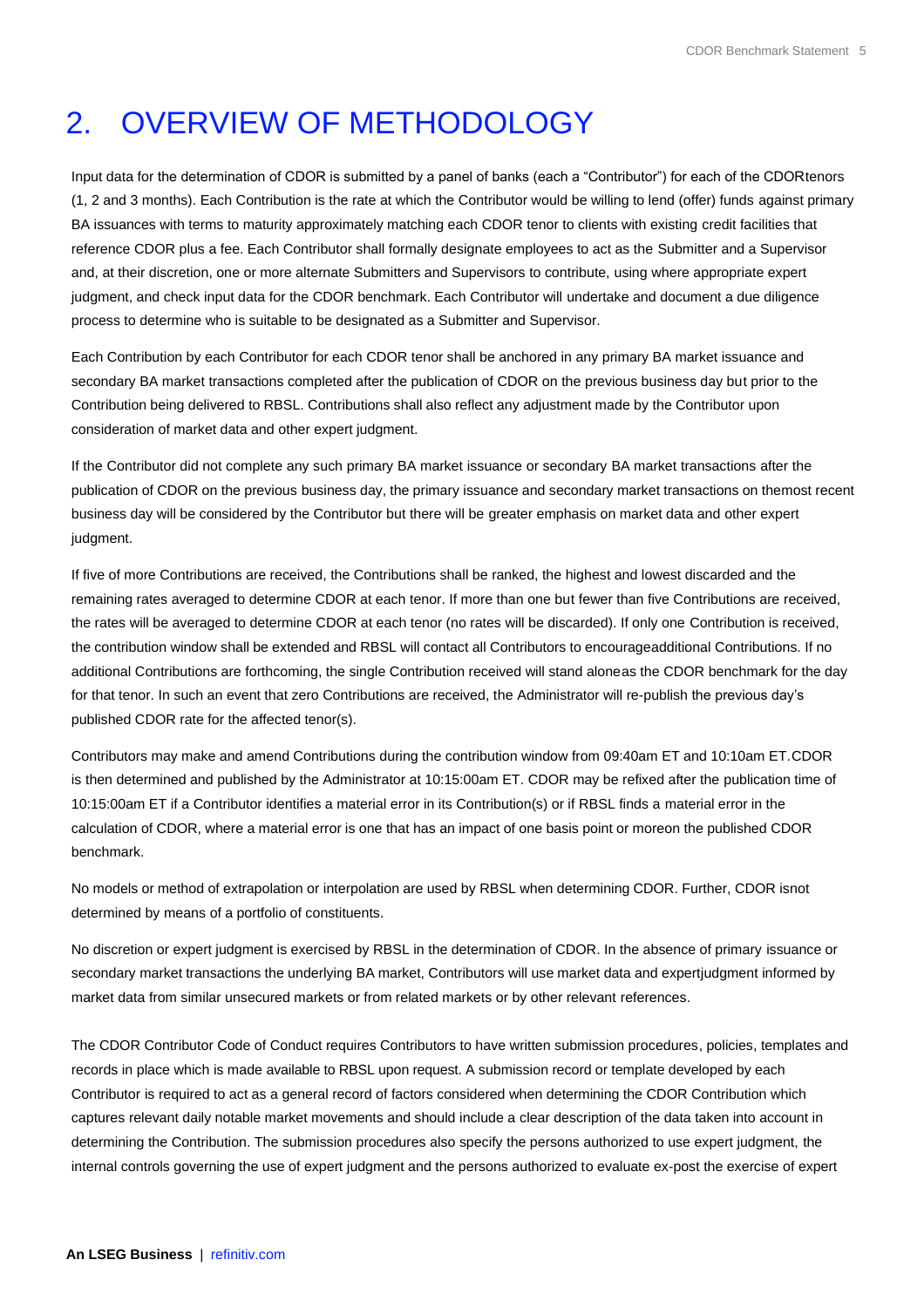# 2. OVERVIEW OF METHODOLOGY

Input data for the determination of CDOR is submitted by a panel of banks (each a "Contributor") for each of the CDORtenors (1, 2 and 3 months). Each Contribution is the rate at which the Contributor would be willing to lend (offer) funds against primary BA issuances with terms to maturity approximately matching each CDOR tenor to clients with existing credit facilities that reference CDOR plus a fee. Each Contributor shall formally designate employees to act as the Submitter and a Supervisor and, at their discretion, one or more alternate Submitters and Supervisors to contribute, using where appropriate expert judgment, and check input data for the CDOR benchmark. Each Contributor will undertake and document a due diligence process to determine who is suitable to be designated as a Submitter and Supervisor.

Each Contribution by each Contributor for each CDOR tenor shall be anchored in any primary BA market issuance and secondary BA market transactions completed after the publication of CDOR on the previous business day but prior to the Contribution being delivered to RBSL. Contributions shall also reflect any adjustment made by the Contributor upon consideration of market data and other expert judgment.

If the Contributor did not complete any such primary BA market issuance or secondary BA market transactions after the publication of CDOR on the previous business day, the primary issuance and secondary market transactions on themost recent business day will be considered by the Contributor but there will be greater emphasis on market data and other expert judgment.

If five of more Contributions are received, the Contributions shall be ranked, the highest and lowest discarded and the remaining rates averaged to determine CDOR at each tenor. If more than one but fewer than five Contributions are received, the rates will be averaged to determine CDOR at each tenor (no rates will be discarded). If only one Contribution is received, the contribution window shall be extended and RBSL will contact all Contributors to encourageadditional Contributions. If no additional Contributions are forthcoming, the single Contribution received will stand aloneas the CDOR benchmark for the day for that tenor. In such an event that zero Contributions are received, the Administrator will re-publish the previous day's published CDOR rate for the affected tenor(s).

Contributors may make and amend Contributions during the contribution window from 09:40am ET and 10:10am ET.CDOR is then determined and published by the Administrator at 10:15:00am ET. CDOR may be refixed after the publication time of 10:15:00am ET if a Contributor identifies a material error in its Contribution(s) or if RBSL finds a material error in the calculation of CDOR, where a material error is one that has an impact of one basis point or moreon the published CDOR benchmark.

No models or method of extrapolation or interpolation are used by RBSL when determining CDOR. Further, CDOR isnot determined by means of a portfolio of constituents.

No discretion or expert judgment is exercised by RBSL in the determination of CDOR. In the absence of primary issuance or secondary market transactions the underlying BA market, Contributors will use market data and expertjudgment informed by market data from similar unsecured markets or from related markets or by other relevant references.

The CDOR Contributor Code of Conduct requires Contributors to have written submission procedures, policies, templates and records in place which is made available to RBSL upon request. A submission record or template developed by each Contributor is required to act as a general record of factors considered when determining the CDOR Contribution which captures relevant daily notable market movements and should include a clear description of the data taken into account in determining the Contribution. The submission procedures also specify the persons authorized to use expert judgment, the internal controls governing the use of expert judgment and the persons authorized to evaluate ex-post the exercise of expert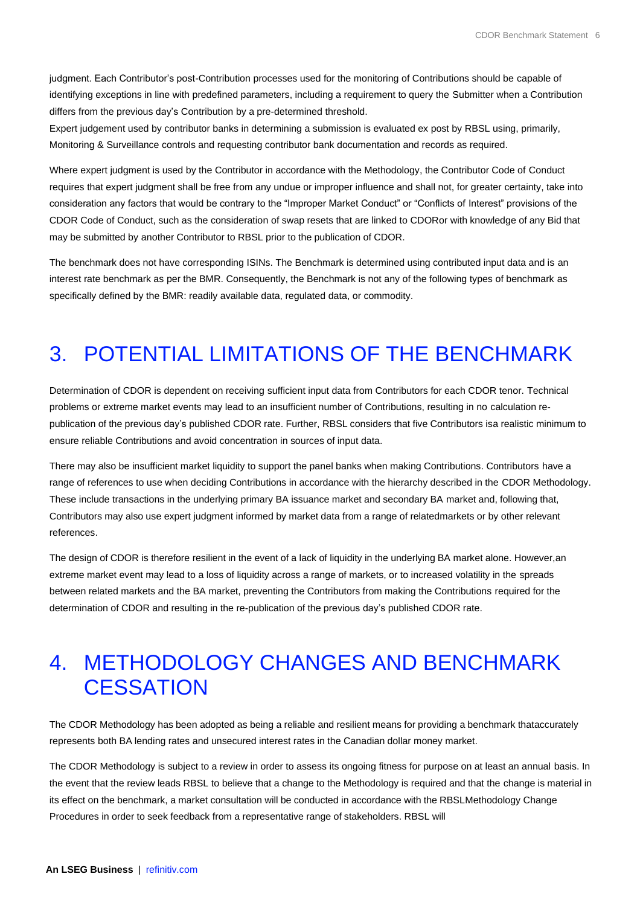judgment. Each Contributor's post-Contribution processes used for the monitoring of Contributions should be capable of identifying exceptions in line with predefined parameters, including a requirement to query the Submitter when a Contribution differs from the previous day's Contribution by a pre-determined threshold.
Expert judgement used by contributor banks in determining a submission is evaluated ex post by RBSL using, primarily, Monitoring & Surveillance controls and requesting contributor bank documentation and records as required.

Where expert judgment is used by the Contributor in accordance with the Methodology, the Contributor Code of Conduct requires that expert judgment shall be free from any undue or improper influence and shall not, for greater certainty, take into consideration any factors that would be contrary to the "Improper Market Conduct" or "Conflicts of Interest" provisions of the CDOR Code of Conduct, such as the consideration of swap resets that are linked to CDORor with knowledge of any Bid that may be submitted by another Contributor to RBSL prior to the publication of CDOR.

The benchmark does not have corresponding ISINs. The Benchmark is determined using contributed input data and is an interest rate benchmark as per the BMR. Consequently, the Benchmark is not any of the following types of benchmark as specifically defined by the BMR: readily available data, regulated data, or commodity.

# 3. POTENTIAL LIMITATIONS OF THE BENCHMARK

Determination of CDOR is dependent on receiving sufficient input data from Contributors for each CDOR tenor. Technical problems or extreme market events may lead to an insufficient number of Contributions, resulting in no calculation re-publication of the previous day's published CDOR rate. Further, RBSL considers that five Contributors isa realistic minimum to ensure reliable Contributions and avoid concentration in sources of input data.

There may also be insufficient market liquidity to support the panel banks when making Contributions. Contributors have a range of references to use when deciding Contributions in accordance with the hierarchy described in the CDOR Methodology. These include transactions in the underlying primary BA issuance market and secondary BA market and, following that, Contributors may also use expert judgment informed by market data from a range of relatedmarkets or by other relevant references.

The design of CDOR is therefore resilient in the event of a lack of liquidity in the underlying BA market alone. However,an extreme market event may lead to a loss of liquidity across a range of markets, or to increased volatility in the spreads between related markets and the BA market, preventing the Contributors from making the Contributions required for the determination of CDOR and resulting in the re-publication of the previous day's published CDOR rate.

# 4. METHODOLOGY CHANGES AND BENCHMARK CESSATION

The CDOR Methodology has been adopted as being a reliable and resilient means for providing a benchmark thataccurately represents both BA lending rates and unsecured interest rates in the Canadian dollar money market.

The CDOR Methodology is subject to a review in order to assess its ongoing fitness for purpose on at least an annual basis. In the event that the review leads RBSL to believe that a change to the Methodology is required and that the change is material in its effect on the benchmark, a market consultation will be conducted in accordance with the RBSLMethodology Change Procedures in order to seek feedback from a representative range of stakeholders. RBSL will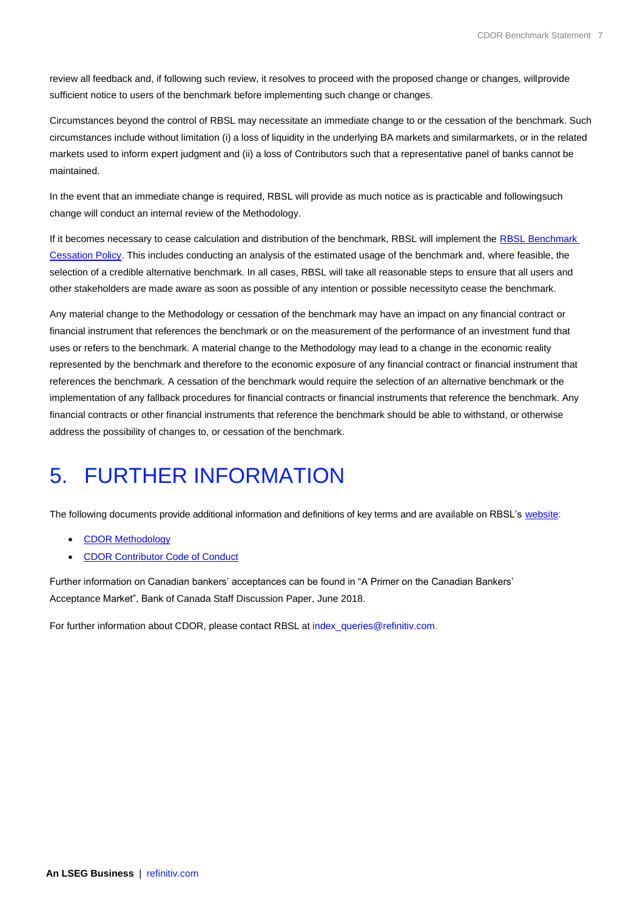review all feedback and, if following such review, it resolves to proceed with the proposed change or changes, willprovide sufficient notice to users of the benchmark before implementing such change or changes.

Circumstances beyond the control of RBSL may necessitate an immediate change to or the cessation of the benchmark. Such circumstances include without limitation (i) a loss of liquidity in the underlying BA markets and similarmarkets, or in the related markets used to inform expert judgment and (ii) a loss of Contributors such that a representative panel of banks cannot be maintained.

In the event that an immediate change is required, RBSL will provide as much notice as is practicable and followingsuch change will conduct an internal review of the Methodology.

If it becomes necessary to cease calculation and distribution of the benchmark, RBSL will implement the RBSL Benchmark Cessation Policy. This includes conducting an analysis of the estimated usage of the benchmark and, where feasible, the selection of a credible alternative benchmark. In all cases, RBSL will take all reasonable steps to ensure that all users and other stakeholders are made aware as soon as possible of any intention or possible necessityto cease the benchmark.

Any material change to the Methodology or cessation of the benchmark may have an impact on any financial contract or financial instrument that references the benchmark or on the measurement of the performance of an investment fund that uses or refers to the benchmark. A material change to the Methodology may lead to a change in the economic reality represented by the benchmark and therefore to the economic exposure of any financial contract or financial instrument that references the benchmark. A cessation of the benchmark would require the selection of an alternative benchmark or the implementation of any fallback procedures for financial contracts or financial instruments that reference the benchmark. Any financial contracts or other financial instruments that reference the benchmark should be able to withstand, or otherwise address the possibility of changes to, or cessation of the benchmark.

# 5. FURTHER INFORMATION

The following documents provide additional information and definitions of key terms and are available on RBSL's website:

- CDOR Methodology
- CDOR Contributor Code of Conduct

Further information on Canadian bankers' acceptances can be found in "A Primer on the Canadian Bankers' Acceptance Market", Bank of Canada Staff Discussion Paper, June 2018.

For further information about CDOR, please contact RBSL at index_queries@refinitiv.com.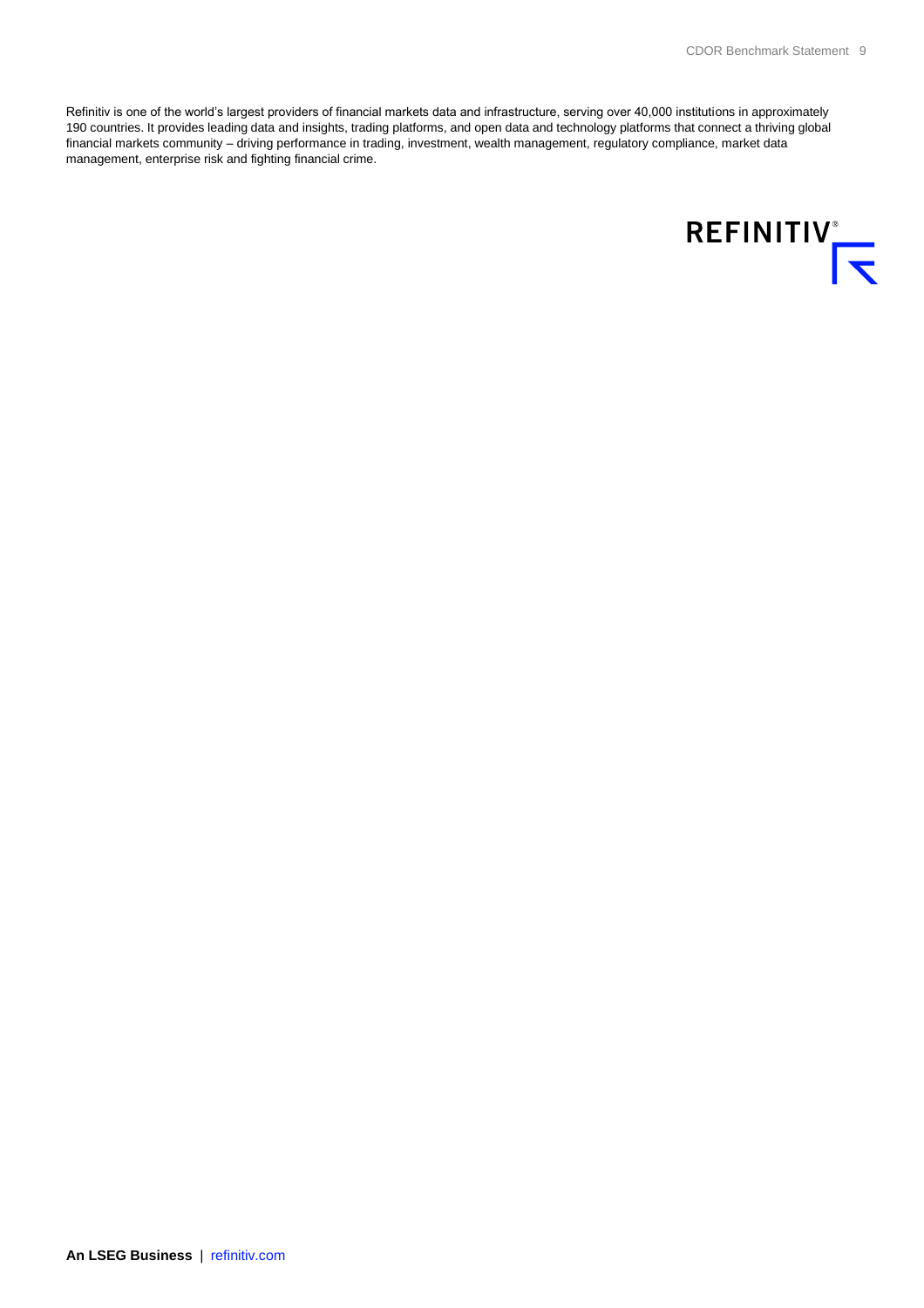Refinitiv is one of the world's largest providers of financial markets data and infrastructure, serving over 40,000 institutions in approximately 190 countries. It provides leading data and insights, trading platforms, and open data and technology platforms that connect a thriving global financial markets community – driving performance in trading, investment, wealth management, regulatory compliance, market data management, enterprise risk and fighting financial crime.

REFINITIV®

**An LSEG Business** | refinitiv.com